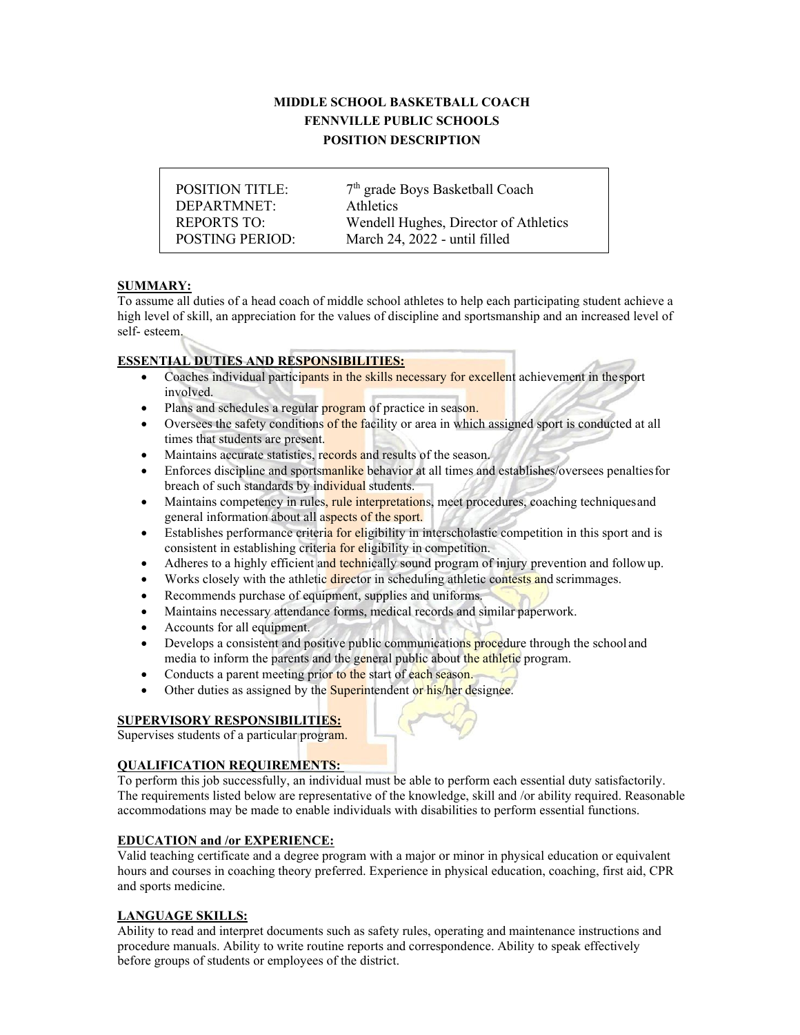**MIDDLE SCHOOL BASKETBALL COACH**
**FENNVILLE PUBLIC SCHOOLS**
**POSITION DESCRIPTION**

| | |
|---|---|
| POSITION TITLE: | 7th grade Boys Basketball Coach |
| DEPARTMNET: | Athletics |
| REPORTS TO: | Wendell Hughes, Director of Athletics |
| POSTING PERIOD: | March 24, 2022 - until filled |

**SUMMARY:**

To assume all duties of a head coach of middle school athletes to help each participating student achieve a high level of skill, an appreciation for the values of discipline and sportsmanship and an increased level of self- esteem.

**ESSENTIAL DUTIES AND RESPONSIBILITIES:**

- Coaches individual participants in the skills necessary for excellent achievement in the sport involved.
- Plans and schedules a regular program of practice in season.
- Oversees the safety conditions of the facility or area in which assigned sport is conducted at all times that students are present.
- Maintains accurate statistics, records and results of the season.
- Enforces discipline and sportsmanlike behavior at all times and establishes/oversees penalties for breach of such standards by individual students.
- Maintains competency in rules, rule interpretations, meet procedures, coaching techniques and general information about all aspects of the sport.
- Establishes performance criteria for eligibility in interscholastic competition in this sport and is consistent in establishing criteria for eligibility in competition.
- Adheres to a highly efficient and technically sound program of injury prevention and follow up.
- Works closely with the athletic director in scheduling athletic contests and scrimmages.
- Recommends purchase of equipment, supplies and uniforms.
- Maintains necessary attendance forms, medical records and similar paperwork.
- Accounts for all equipment.
- Develops a consistent and positive public communications procedure through the school and media to inform the parents and the general public about the athletic program.
- Conducts a parent meeting prior to the start of each season.
- Other duties as assigned by the Superintendent or his/her designee.

**SUPERVISORY RESPONSIBILITIES:**

Supervises students of a particular program.

**QUALIFICATION REQUIREMENTS:**

To perform this job successfully, an individual must be able to perform each essential duty satisfactorily. The requirements listed below are representative of the knowledge, skill and /or ability required. Reasonable accommodations may be made to enable individuals with disabilities to perform essential functions.

**EDUCATION and /or EXPERIENCE:**

Valid teaching certificate and a degree program with a major or minor in physical education or equivalent hours and courses in coaching theory preferred. Experience in physical education, coaching, first aid, CPR and sports medicine.

**LANGUAGE SKILLS:**

Ability to read and interpret documents such as safety rules, operating and maintenance instructions and procedure manuals. Ability to write routine reports and correspondence. Ability to speak effectively before groups of students or employees of the district.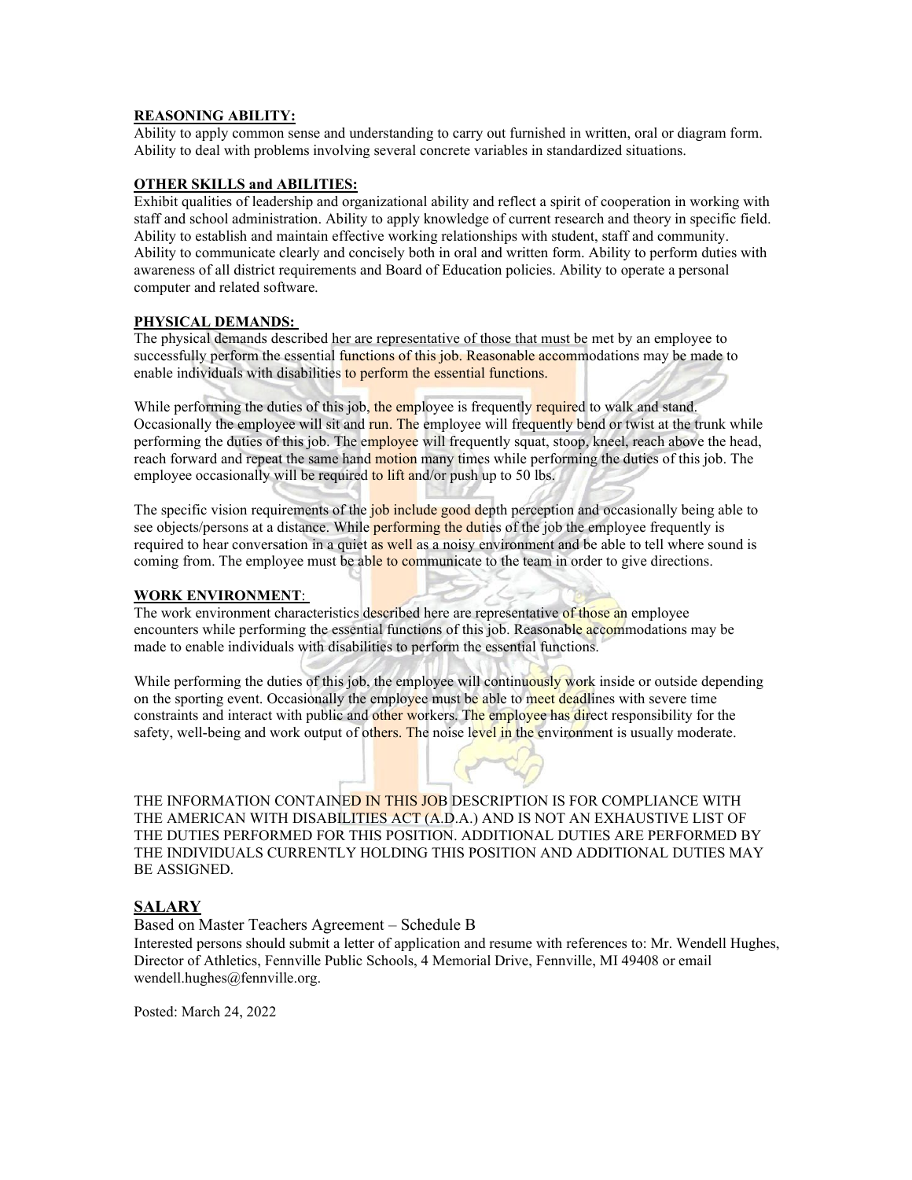**REASONING ABILITY:**
Ability to apply common sense and understanding to carry out furnished in written, oral or diagram form. Ability to deal with problems involving several concrete variables in standardized situations.

**OTHER SKILLS and ABILITIES:**
Exhibit qualities of leadership and organizational ability and reflect a spirit of cooperation in working with staff and school administration. Ability to apply knowledge of current research and theory in specific field. Ability to establish and maintain effective working relationships with student, staff and community. Ability to communicate clearly and concisely both in oral and written form. Ability to perform duties with awareness of all district requirements and Board of Education policies. Ability to operate a personal computer and related software.

**PHYSICAL DEMANDS:**
The physical demands described her are representative of those that must be met by an employee to successfully perform the essential functions of this job. Reasonable accommodations may be made to enable individuals with disabilities to perform the essential functions.

While performing the duties of this job, the employee is frequently required to walk and stand. Occasionally the employee will sit and run. The employee will frequently bend or twist at the trunk while performing the duties of this job. The employee will frequently squat, stoop, kneel, reach above the head, reach forward and repeat the same hand motion many times while performing the duties of this job. The employee occasionally will be required to lift and/or push up to 50 lbs.

The specific vision requirements of the job include good depth perception and occasionally being able to see objects/persons at a distance. While performing the duties of the job the employee frequently is required to hear conversation in a quiet as well as a noisy environment and be able to tell where sound is coming from. The employee must be able to communicate to the team in order to give directions.

**WORK ENVIRONMENT**:
The work environment characteristics described here are representative of those an employee encounters while performing the essential functions of this job. Reasonable accommodations may be made to enable individuals with disabilities to perform the essential functions.

While performing the duties of this job, the employee will continuously work inside or outside depending on the sporting event. Occasionally the employee must be able to meet deadlines with severe time constraints and interact with public and other workers. The employee has direct responsibility for the safety, well-being and work output of others. The noise level in the environment is usually moderate.

THE INFORMATION CONTAINED IN THIS JOB DESCRIPTION IS FOR COMPLIANCE WITH THE AMERICAN WITH DISABILITIES ACT (A.D.A.) AND IS NOT AN EXHAUSTIVE LIST OF THE DUTIES PERFORMED FOR THIS POSITION. ADDITIONAL DUTIES ARE PERFORMED BY THE INDIVIDUALS CURRENTLY HOLDING THIS POSITION AND ADDITIONAL DUTIES MAY BE ASSIGNED.

## SALARY

Based on Master Teachers Agreement – Schedule B

Interested persons should submit a letter of application and resume with references to: Mr. Wendell Hughes, Director of Athletics, Fennville Public Schools, 4 Memorial Drive, Fennville, MI 49408 or email wendell.hughes@fennville.org.

Posted: March 24, 2022